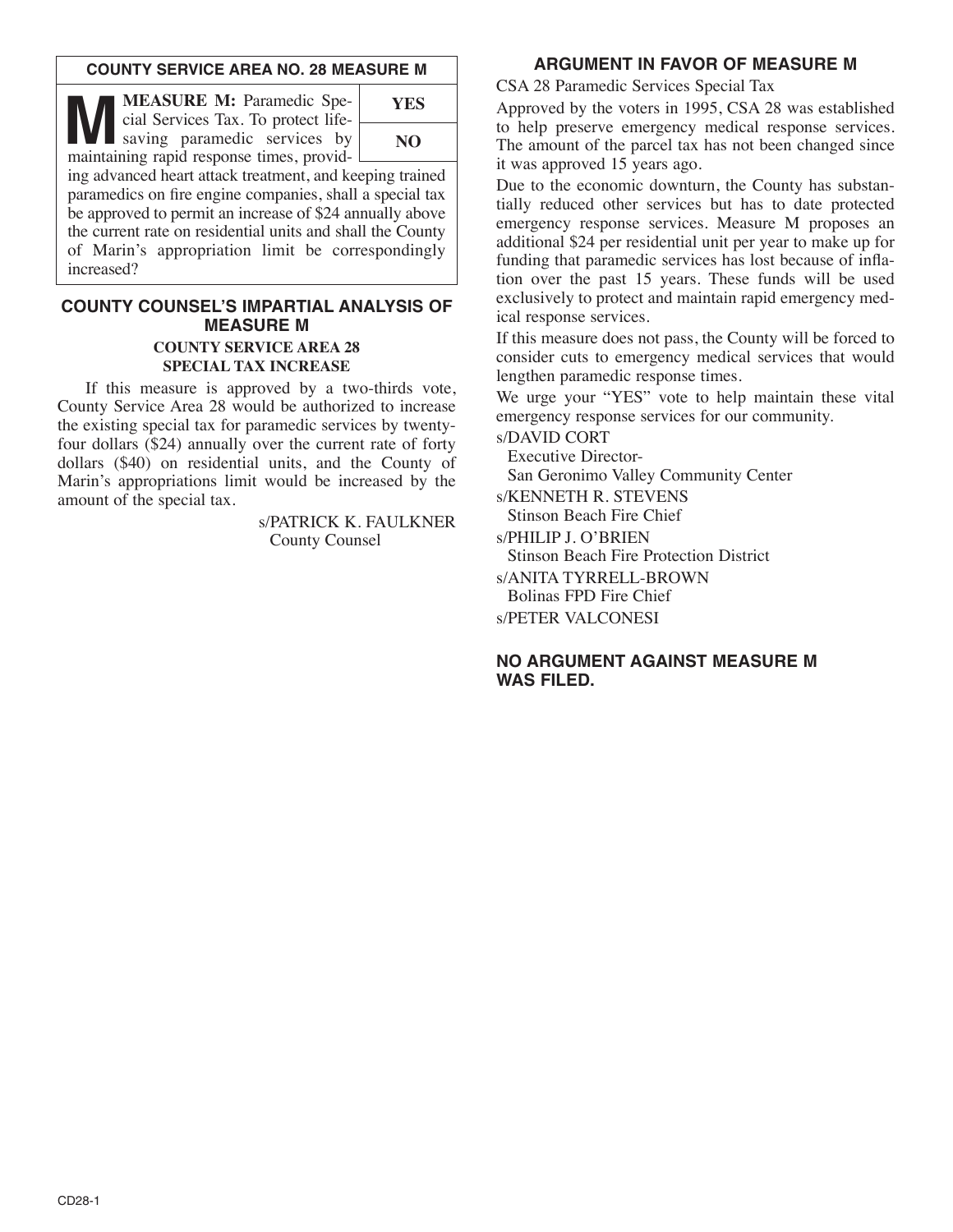## COUNTY SERVICE AREA NO. 28 MEASURE M

**MEASURE M:** Paramedic Special Services Tax. To protect life-saving paramedic services by maintaining rapid response times, providing advanced heart attack treatment, and keeping trained paramedics on fire engine companies, shall a special tax be approved to permit an increase of $24 annually above the current rate on residential units and shall the County of Marin's appropriation limit be correspondingly increased?

| YES |
| --- |
| NO |

## COUNTY COUNSEL'S IMPARTIAL ANALYSIS OF MEASURE M

### COUNTY SERVICE AREA 28 SPECIAL TAX INCREASE

If this measure is approved by a two-thirds vote, County Service Area 28 would be authorized to increase the existing special tax for paramedic services by twenty-four dollars ($24) annually over the current rate of forty dollars ($40) on residential units, and the County of Marin's appropriations limit would be increased by the amount of the special tax.

s/PATRICK K. FAULKNER
County Counsel

## ARGUMENT IN FAVOR OF MEASURE M

CSA 28 Paramedic Services Special Tax

Approved by the voters in 1995, CSA 28 was established to help preserve emergency medical response services. The amount of the parcel tax has not been changed since it was approved 15 years ago.

Due to the economic downturn, the County has substantially reduced other services but has to date protected emergency response services. Measure M proposes an additional $24 per residential unit per year to make up for funding that paramedic services has lost because of inflation over the past 15 years. These funds will be used exclusively to protect and maintain rapid emergency medical response services.

If this measure does not pass, the County will be forced to consider cuts to emergency medical services that would lengthen paramedic response times.

We urge your "YES" vote to help maintain these vital emergency response services for our community.

s/DAVID CORT
Executive Director-
San Geronimo Valley Community Center

s/KENNETH R. STEVENS
Stinson Beach Fire Chief

s/PHILIP J. O'BRIEN
Stinson Beach Fire Protection District

s/ANITA TYRRELL-BROWN
Bolinas FPD Fire Chief

s/PETER VALCONESI

## NO ARGUMENT AGAINST MEASURE M WAS FILED.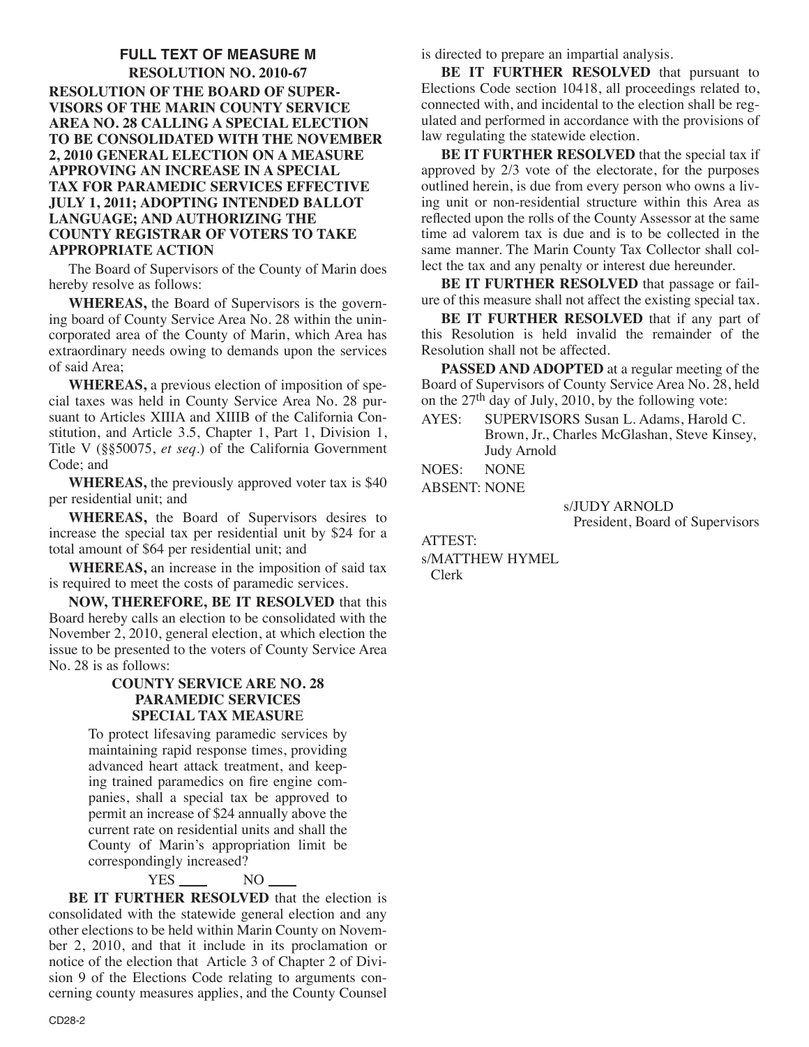## FULL TEXT OF MEASURE M

### RESOLUTION NO. 2010-67

**RESOLUTION OF THE BOARD OF SUPERVISORS OF THE MARIN COUNTY SERVICE AREA NO. 28 CALLING A SPECIAL ELECTION TO BE CONSOLIDATED WITH THE NOVEMBER 2, 2010 GENERAL ELECTION ON A MEASURE APPROVING AN INCREASE IN A SPECIAL TAX FOR PARAMEDIC SERVICES EFFECTIVE JULY 1, 2011; ADOPTING INTENDED BALLOT LANGUAGE; AND AUTHORIZING THE COUNTY REGISTRAR OF VOTERS TO TAKE APPROPRIATE ACTION**

The Board of Supervisors of the County of Marin does hereby resolve as follows:

**WHEREAS,** the Board of Supervisors is the governing board of County Service Area No. 28 within the unincorporated area of the County of Marin, which Area has extraordinary needs owing to demands upon the services of said Area;

**WHEREAS,** a previous election of imposition of special taxes was held in County Service Area No. 28 pursuant to Articles XIIIA and XIIIB of the California Constitution, and Article 3.5, Chapter 1, Part 1, Division 1, Title V (§§50075, *et seq.*) of the California Government Code; and

**WHEREAS,** the previously approved voter tax is $40 per residential unit; and

**WHEREAS,** the Board of Supervisors desires to increase the special tax per residential unit by $24 for a total amount of $64 per residential unit; and

**WHEREAS,** an increase in the imposition of said tax is required to meet the costs of paramedic services.

**NOW, THEREFORE, BE IT RESOLVED** that this Board hereby calls an election to be consolidated with the November 2, 2010, general election, at which election the issue to be presented to the voters of County Service Area No. 28 is as follows:

**COUNTY SERVICE ARE NO. 28**
**PARAMEDIC SERVICES**
**SPECIAL TAX MEASURE**

> To protect lifesaving paramedic services by maintaining rapid response times, providing advanced heart attack treatment, and keeping trained paramedics on fire engine companies, shall a special tax be approved to permit an increase of $24 annually above the current rate on residential units and shall the County of Marin's appropriation limit be correspondingly increased?
>
> YES ____ NO ____

**BE IT FURTHER RESOLVED** that the election is consolidated with the statewide general election and any other elections to be held within Marin County on November 2, 2010, and that it include in its proclamation or notice of the election that Article 3 of Chapter 2 of Division 9 of the Elections Code relating to arguments concerning county measures applies, and the County Counsel is directed to prepare an impartial analysis.

**BE IT FURTHER RESOLVED** that pursuant to Elections Code section 10418, all proceedings related to, connected with, and incidental to the election shall be regulated and performed in accordance with the provisions of law regulating the statewide election.

**BE IT FURTHER RESOLVED** that the special tax if approved by 2/3 vote of the electorate, for the purposes outlined herein, is due from every person who owns a living unit or non-residential structure within this Area as reflected upon the rolls of the County Assessor at the same time ad valorem tax is due and is to be collected in the same manner. The Marin County Tax Collector shall collect the tax and any penalty or interest due hereunder.

**BE IT FURTHER RESOLVED** that passage or failure of this measure shall not affect the existing special tax.

**BE IT FURTHER RESOLVED** that if any part of this Resolution is held invalid the remainder of the Resolution shall not be affected.

**PASSED AND ADOPTED** at a regular meeting of the Board of Supervisors of County Service Area No. 28, held on the 27th day of July, 2010, by the following vote:

AYES: SUPERVISORS Susan L. Adams, Harold C. Brown, Jr., Charles McGlashan, Steve Kinsey, Judy Arnold

NOES: NONE

ABSENT: NONE

s/JUDY ARNOLD
President, Board of Supervisors

ATTEST:

s/MATTHEW HYMEL
Clerk